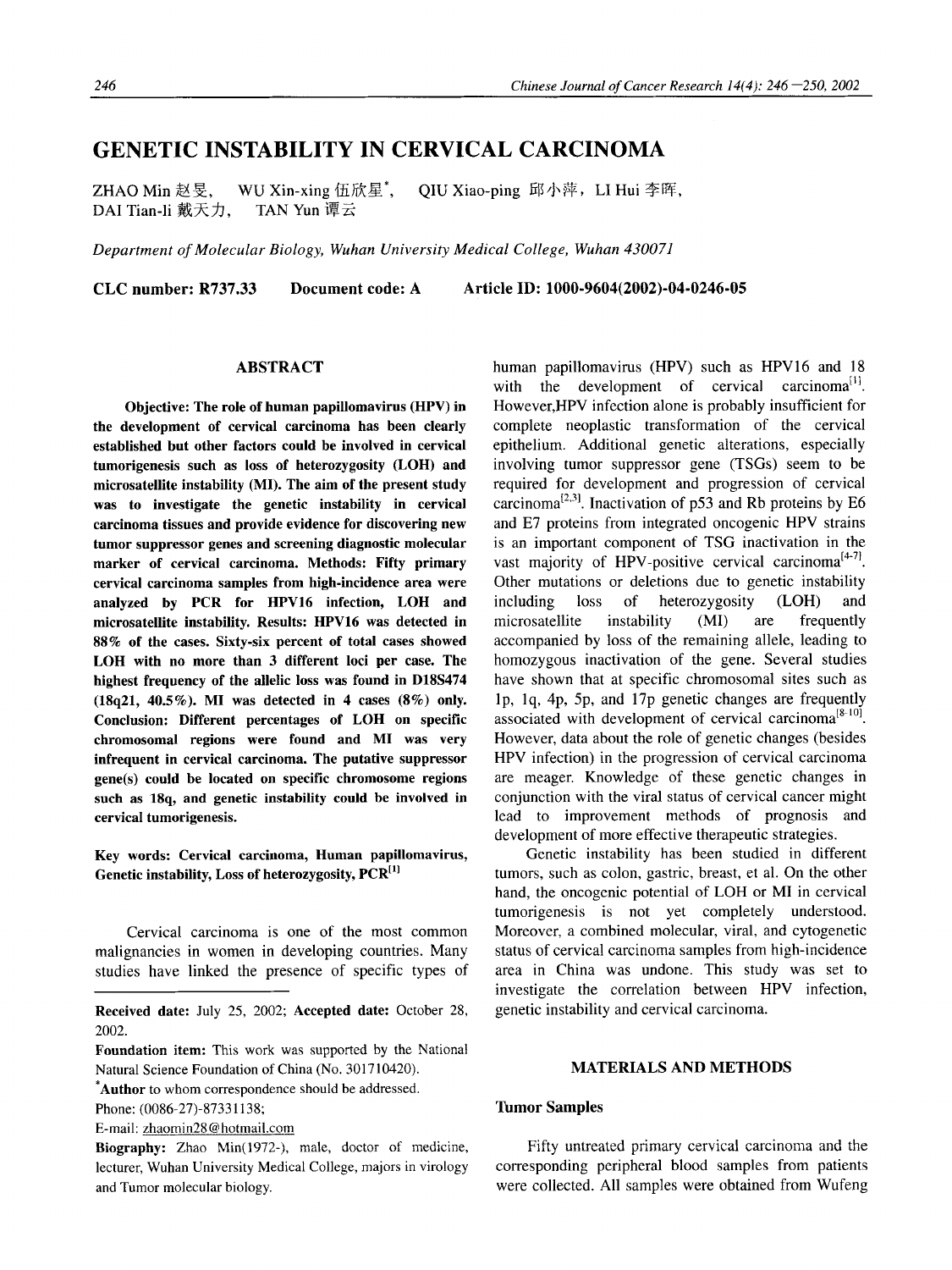# GENETIC INSTABILITY IN CERVICAL CARCINOMA

ZHAO Min 赵旻, WU Xin-xing 伍欣星*, QIU Xiao-ping 邱小萍, LI Hui 李晖, DAI Tian-li 戴天力, TAN Yun 谭云

*Department of Molecular Biology, Wuhan University Medical College, Wuhan 430071*

**CLC number: R737.33 Document code: A Article ID: 1000-9604(2002)-04-0246-05**

## ABSTRACT

**Objective: The role of human papillomavirus (HPV) in the development of cervical carcinoma has been clearly established but other factors could be involved in cervical tumorigenesis such as loss of heterozygosity (LOH) and microsatellite instability (MI). The aim of the present study was to investigate the genetic instability in cervical carcinoma tissues and provide evidence for discovering new tumor suppressor genes and screening diagnostic molecular marker of cervical carcinoma. Methods: Fifty primary cervical carcinoma samples from high-incidence area were analyzed by PCR for HPV16 infection, LOH and microsatellite instability. Results: HPV16 was detected in 88% of the cases. Sixty-six percent of total cases showed LOH with no more than 3 different loci per case. The highest frequency of the allelic loss was found in D18S474 (18q21, 40.5%). MI was detected in 4 cases (8%) only. Conclusion: Different percentages of LOH on specific chromosomal regions were found and MI was very infrequent in cervical carcinoma. The putative suppressor gene(s) could be located on specific chromosome regions such as 18q, and genetic instability could be involved in cervical tumorigenesis.**

**Key words: Cervical carcinoma, Human papillomavirus, Genetic instability, Loss of heterozygosity, PCR[1]**

Cervical carcinoma is one of the most common malignancies in women in developing countries. Many studies have linked the presence of specific types of human papillomavirus (HPV) such as HPV16 and 18 with the development of cervical carcinoma[1]. However,HPV infection alone is probably insufficient for complete neoplastic transformation of the cervical epithelium. Additional genetic alterations, especially involving tumor suppressor gene (TSGs) seem to be required for development and progression of cervical carcinoma[2,3]. Inactivation of p53 and Rb proteins by E6 and E7 proteins from integrated oncogenic HPV strains is an important component of TSG inactivation in the vast majority of HPV-positive cervical carcinoma[4-7]. Other mutations or deletions due to genetic instability including loss of heterozygosity (LOH) and microsatellite instability (MI) are frequently accompanied by loss of the remaining allele, leading to homozygous inactivation of the gene. Several studies have shown that at specific chromosomal sites such as 1p, 1q, 4p, 5p, and 17p genetic changes are frequently associated with development of cervical carcinoma[8-10]. However, data about the role of genetic changes (besides HPV infection) in the progression of cervical carcinoma are meager. Knowledge of these genetic changes in conjunction with the viral status of cervical cancer might lead to improvement methods of prognosis and development of more effective therapeutic strategies.

Genetic instability has been studied in different tumors, such as colon, gastric, breast, et al. On the other hand, the oncogenic potential of LOH or MI in cervical tumorigenesis is not yet completely understood. Moreover, a combined molecular, viral, and cytogenetic status of cervical carcinoma samples from high-incidence area in China was undone. This study was set to investigate the correlation between HPV infection, genetic instability and cervical carcinoma.

## MATERIALS AND METHODS

### Tumor Samples

Fifty untreated primary cervical carcinoma and the corresponding peripheral blood samples from patients were collected. All samples were obtained from Wufeng

---

**Received date:** July 25, 2002; **Accepted date:** October 28, 2002.

**Foundation item:** This work was supported by the National Natural Science Foundation of China (No. 301710420).

***Author** to whom correspondence should be addressed.

Phone: (0086-27)-87331138;

E-mail: zhaomin28@hotmail.com

**Biography:** Zhao Min(1972-), male, doctor of medicine, lecturer, Wuhan University Medical College, majors in virology and Tumor molecular biology.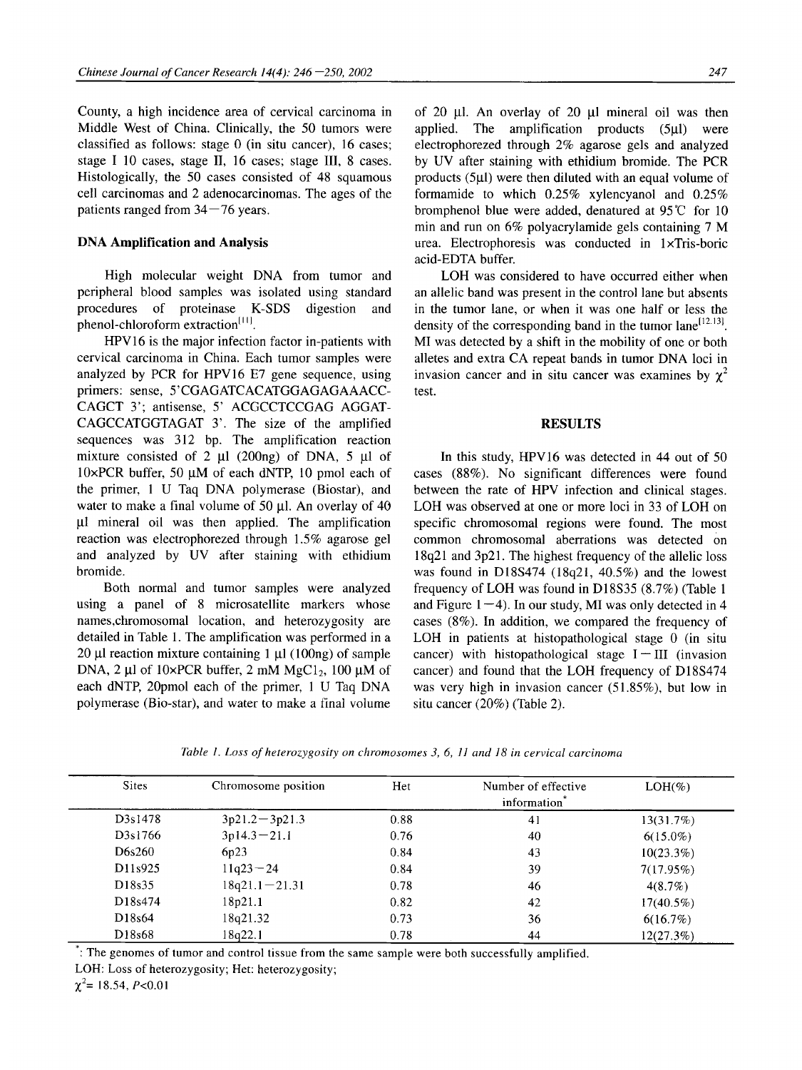County, a high incidence area of cervical carcinoma in Middle West of China. Clinically, the 50 tumors were classified as follows: stage 0 (in situ cancer), 16 cases; stage I 10 cases, stage II, 16 cases; stage III, 8 cases. Histologically, the 50 cases consisted of 48 squamous cell carcinomas and 2 adenocarcinomas. The ages of the patients ranged from 34−76 years.

### DNA Amplification and Analysis

High molecular weight DNA from tumor and peripheral blood samples was isolated using standard procedures of proteinase K-SDS digestion and phenol-chloroform extraction[11].

HPV16 is the major infection factor in-patients with cervical carcinoma in China. Each tumor samples were analyzed by PCR for HPV16 E7 gene sequence, using primers: sense, 5'CGAGATCACATGGAGAGAAACC-CAGCT 3'; antisense, 5' ACGCCTCCGAG AGGAT-CAGCCATGGTAGAT 3'. The size of the amplified sequences was 312 bp. The amplification reaction mixture consisted of 2 μl (200ng) of DNA, 5 μl of 10×PCR buffer, 50 μM of each dNTP, 10 pmol each of the primer, 1 U Taq DNA polymerase (Biostar), and water to make a final volume of 50 μl. An overlay of 40 μl mineral oil was then applied. The amplification reaction was electrophorezed through 1.5% agarose gel and analyzed by UV after staining with ethidium bromide.

Both normal and tumor samples were analyzed using a panel of 8 microsatellite markers whose names,chromosomal location, and heterozygosity are detailed in Table 1. The amplification was performed in a 20 μl reaction mixture containing 1 μl (100ng) of sample DNA, 2 μl of 10×PCR buffer, 2 mM $MgCl_2$, 100 μM of each dNTP, 20pmol each of the primer, 1 U Taq DNA polymerase (Bio-star), and water to make a final volume of 20 μl. An overlay of 20 μl mineral oil was then applied. The amplification products (5μl) were electrophorezed through 2% agarose gels and analyzed by UV after staining with ethidium bromide. The PCR products (5μl) were then diluted with an equal volume of formamide to which 0.25% xylencyanol and 0.25% bromphenol blue were added, denatured at 95℃ for 10 min and run on 6% polyacrylamide gels containing 7 M urea. Electrophoresis was conducted in 1×Tris-boric acid-EDTA buffer.

LOH was considered to have occurred either when an allelic band was present in the control lane but absents in the tumor lane, or when it was one half or less the density of the corresponding band in the tumor lane[12,13]. MI was detected by a shift in the mobility of one or both alletes and extra CA repeat bands in tumor DNA loci in invasion cancer and in situ cancer was examines by $\chi^2$ test.

## RESULTS

In this study, HPV16 was detected in 44 out of 50 cases (88%). No significant differences were found between the rate of HPV infection and clinical stages. LOH was observed at one or more loci in 33 of LOH on specific chromosomal regions were found. The most common chromosomal aberrations was detected on 18q21 and 3p21. The highest frequency of the allelic loss was found in D18S474 (18q21, 40.5%) and the lowest frequency of LOH was found in D18S35 (8.7%) (Table 1 and Figure 1−4). In our study, MI was only detected in 4 cases (8%). In addition, we compared the frequency of LOH in patients at histopathological stage 0 (in situ cancer) with histopathological stage I−III (invasion cancer) and found that the LOH frequency of D18S474 was very high in invasion cancer (51.85%), but low in situ cancer (20%) (Table 2).

*Table 1. Loss of heterozygosity on chromosomes 3, 6, 11 and 18 in cervical carcinoma*

| Sites | Chromosome position | Het | Number of effective information* | LOH(%) |
|---|---|---|---|---|
| D3s1478 | 3p21.2−3p21.3 | 0.88 | 41 | 13(31.7%) |
| D3s1766 | 3p14.3−21.1 | 0.76 | 40 | 6(15.0%) |
| D6s260 | 6p23 | 0.84 | 43 | 10(23.3%) |
| D11s925 | 11q23−24 | 0.84 | 39 | 7(17.95%) |
| D18s35 | 18q21.1−21.31 | 0.78 | 46 | 4(8.7%) |
| D18s474 | 18p21.1 | 0.82 | 42 | 17(40.5%) |
| D18s64 | 18q21.32 | 0.73 | 36 | 6(16.7%) |
| D18s68 | 18q22.1 | 0.78 | 44 | 12(27.3%) |

*: The genomes of tumor and control tissue from the same sample were both successfully amplified.

LOH: Loss of heterozygosity; Het: heterozygosity;

$\chi^2$= 18.54, $P$<0.01